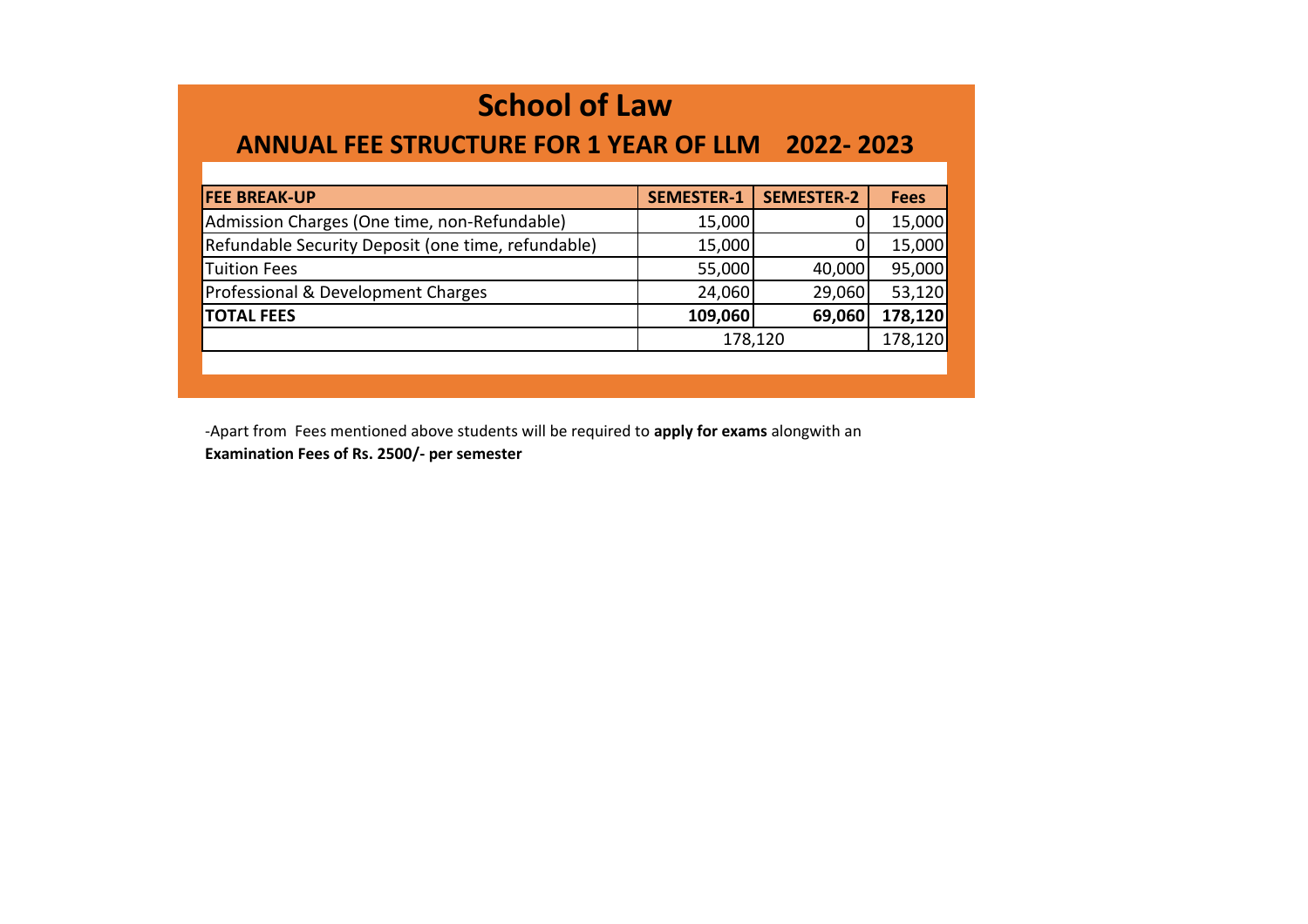# School of Law

## ANNUAL FEE STRUCTURE FOR 1 YEAR OF LLM 2022- 2023

| **FEE BREAK-UP** | **SEMESTER-1** | **SEMESTER-2** | **Fees** |
|---|---|---|---|
| Admission Charges (One time, non-Refundable) | 15,000 | 0 | 15,000 |
| Refundable Security Deposit (one time, refundable) | 15,000 | 0 | 15,000 |
| Tuition Fees | 55,000 | 40,000 | 95,000 |
| Professional & Development Charges | 24,060 | 29,060 | 53,120 |
| **TOTAL FEES** | **109,060** | **69,060** | **178,120** |
| | 178,120 | | 178,120 |

-Apart from Fees mentioned above students will be required to **apply for exams** alongwith an **Examination Fees of Rs. 2500/- per semester**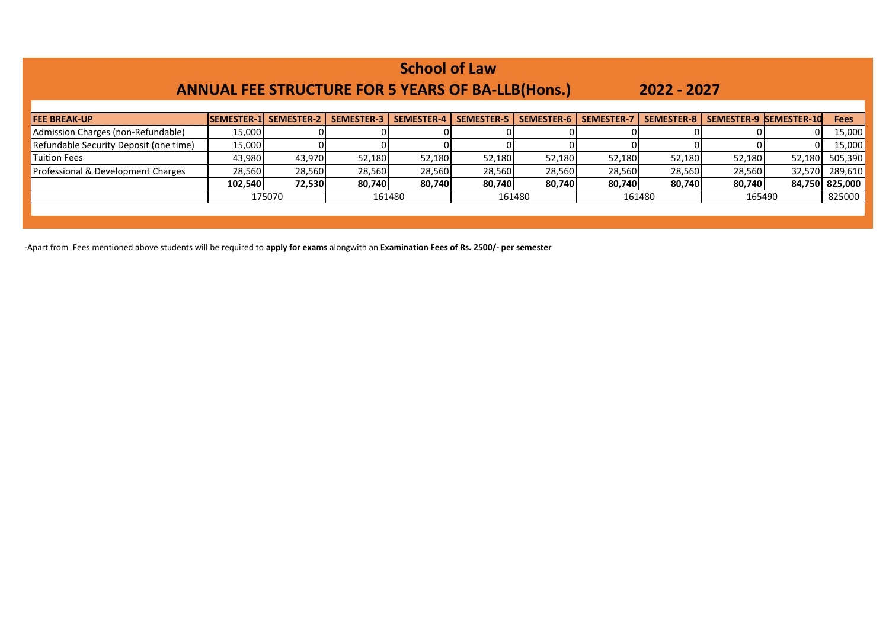# School of Law

## ANNUAL FEE STRUCTURE FOR 5 YEARS OF BA-LLB(Hons.) 2022 - 2027

| FEE BREAK-UP | SEMESTER-1 | SEMESTER-2 | SEMESTER-3 | SEMESTER-4 | SEMESTER-5 | SEMESTER-6 | SEMESTER-7 | SEMESTER-8 | SEMESTER-9 | SEMESTER-10 | Fees |
|---|---|---|---|---|---|---|---|---|---|---|---|
| Admission Charges (non-Refundable) | 15,000 | 0 | 0 | 0 | 0 | 0 | 0 | 0 | 0 | 0 | 15,000 |
| Refundable Security Deposit (one time) | 15,000 | 0 | 0 | 0 | 0 | 0 | 0 | 0 | 0 | 0 | 15,000 |
| Tuition Fees | 43,980 | 43,970 | 52,180 | 52,180 | 52,180 | 52,180 | 52,180 | 52,180 | 52,180 | 52,180 | 505,390 |
| Professional & Development Charges | 28,560 | 28,560 | 28,560 | 28,560 | 28,560 | 28,560 | 28,560 | 28,560 | 28,560 | 32,570 | 289,610 |
| | **102,540** | **72,530** | **80,740** | **80,740** | **80,740** | **80,740** | **80,740** | **80,740** | **80,740** | **84,750** | **825,000** |
| | 175070 | | 161480 | | 161480 | | 161480 | | 165490 | | 825000 |

-Apart from Fees mentioned above students will be required to **apply for exams** alongwith an **Examination Fees of Rs. 2500/- per semester**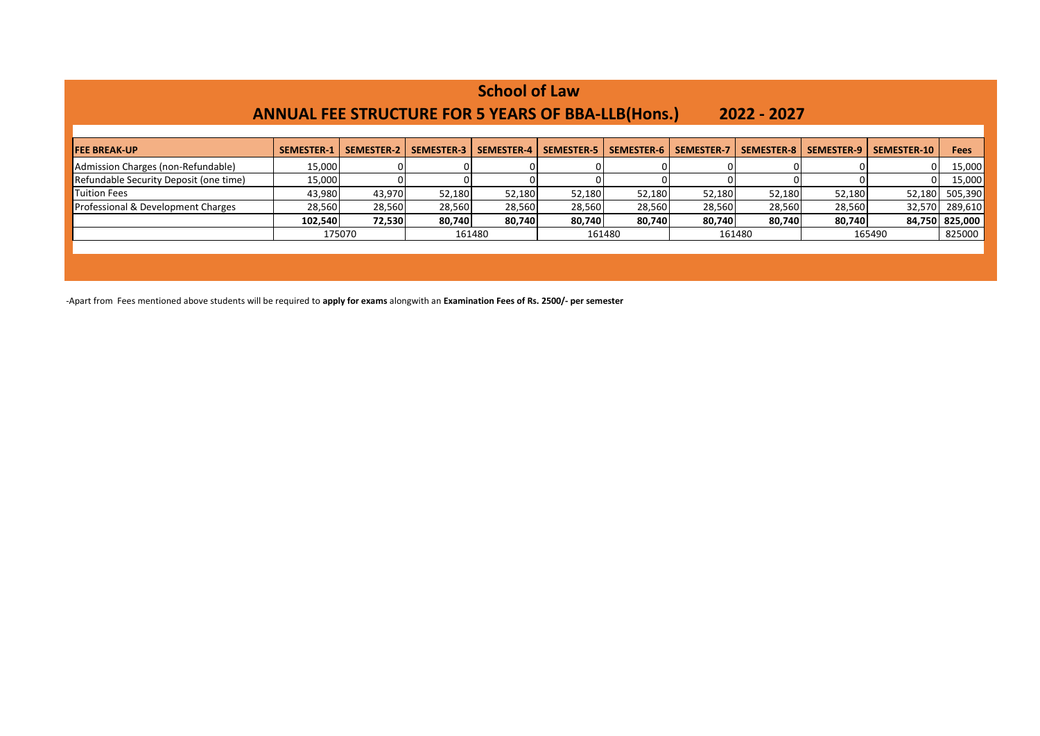# School of Law

## ANNUAL FEE STRUCTURE FOR 5 YEARS OF BBA-LLB(Hons.) 2022 - 2027

| FEE BREAK-UP | SEMESTER-1 | SEMESTER-2 | SEMESTER-3 | SEMESTER-4 | SEMESTER-5 | SEMESTER-6 | SEMESTER-7 | SEMESTER-8 | SEMESTER-9 | SEMESTER-10 | Fees |
|---|---|---|---|---|---|---|---|---|---|---|---|
| Admission Charges (non-Refundable) | 15,000 | 0 | 0 | 0 | 0 | 0 | 0 | 0 | 0 | 0 | 15,000 |
| Refundable Security Deposit (one time) | 15,000 | 0 | 0 | 0 | 0 | 0 | 0 | 0 | 0 | 0 | 15,000 |
| Tuition Fees | 43,980 | 43,970 | 52,180 | 52,180 | 52,180 | 52,180 | 52,180 | 52,180 | 52,180 | 52,180 | 505,390 |
| Professional & Development Charges | 28,560 | 28,560 | 28,560 | 28,560 | 28,560 | 28,560 | 28,560 | 28,560 | 28,560 | 32,570 | 289,610 |
| | **102,540** | **72,530** | **80,740** | **80,740** | **80,740** | **80,740** | **80,740** | **80,740** | **80,740** | **84,750** | **825,000** |
| | 175070 | | 161480 | | 161480 | | 161480 | | 165490 | | 825000 |

-Apart from Fees mentioned above students will be required to **apply for exams** alongwith an **Examination Fees of Rs. 2500/- per semester**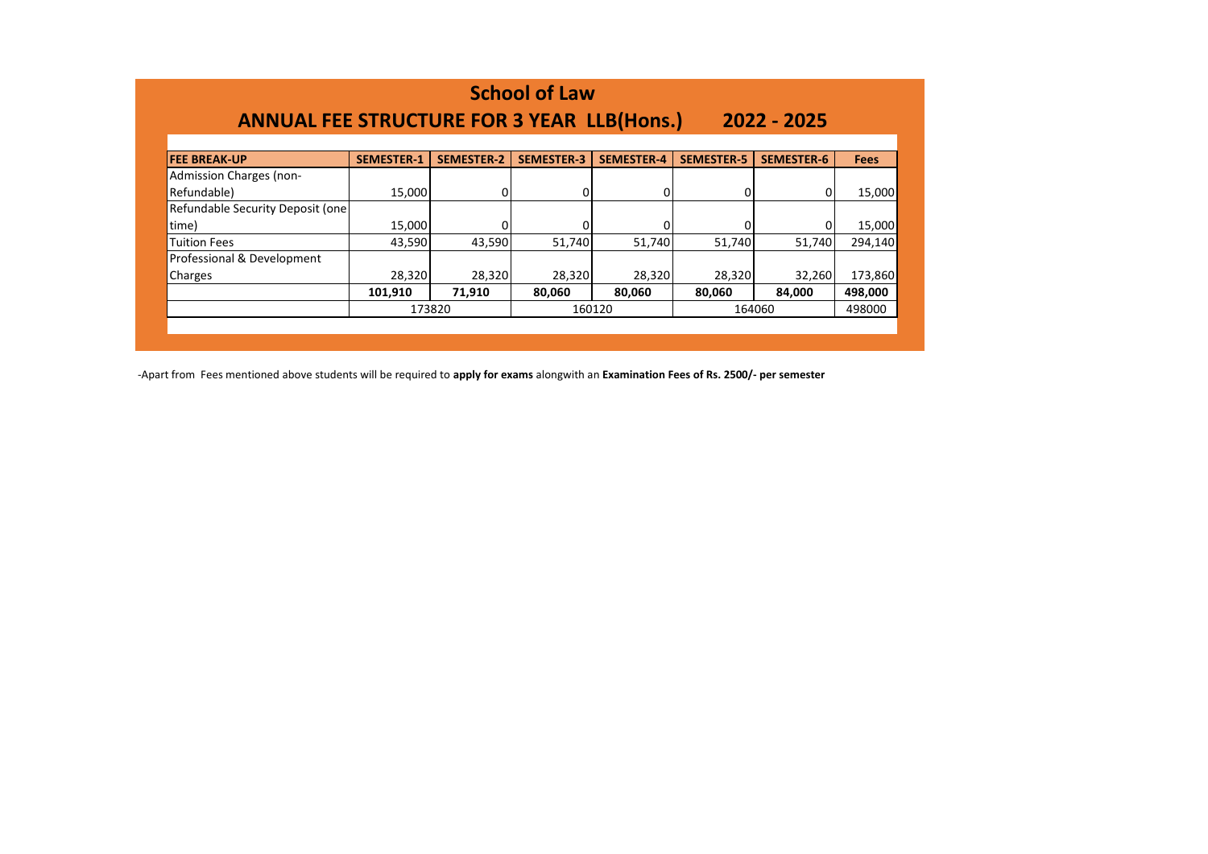# School of Law

## ANNUAL FEE STRUCTURE FOR 3 YEAR LLB(Hons.) 2022 - 2025

| FEE BREAK-UP | SEMESTER-1 | SEMESTER-2 | SEMESTER-3 | SEMESTER-4 | SEMESTER-5 | SEMESTER-6 | Fees |
|---|---|---|---|---|---|---|---|
| Admission Charges (non-Refundable) | 15,000 | 0 | 0 | 0 | 0 | 0 | 15,000 |
| Refundable Security Deposit (one time) | 15,000 | 0 | 0 | 0 | 0 | 0 | 15,000 |
| Tuition Fees | 43,590 | 43,590 | 51,740 | 51,740 | 51,740 | 51,740 | 294,140 |
| Professional & Development Charges | 28,320 | 28,320 | 28,320 | 28,320 | 28,320 | 32,260 | 173,860 |
| | **101,910** | **71,910** | **80,060** | **80,060** | **80,060** | **84,000** | **498,000** |
| | 173820 | | 160120 | | 164060 | | 498000 |

-Apart from Fees mentioned above students will be required to **apply for exams** alongwith an **Examination Fees of Rs. 2500/- per semester**